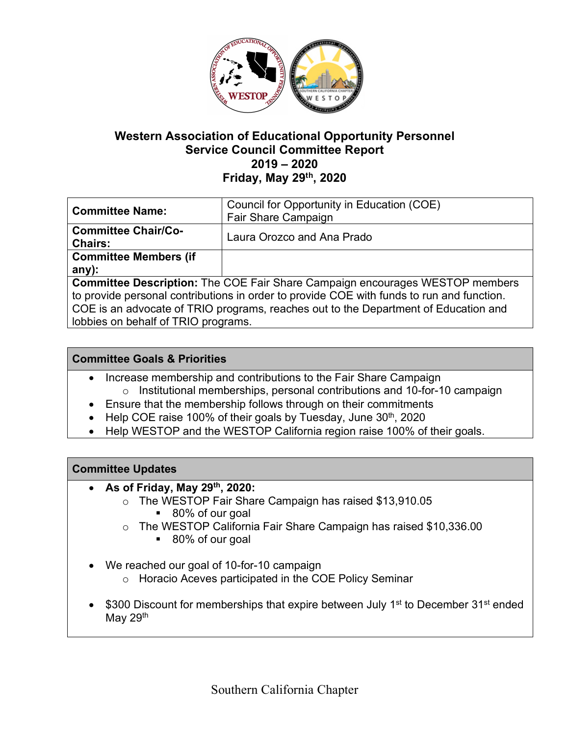# Western Association of Educational Opportunity Personnel
## Service Council Committee Report
## 2019 – 2020
## Friday, May 29th, 2020

| | |
|---|---|
| **Committee Name:** | Council for Opportunity in Education (COE) Fair Share Campaign |
| **Committee Chair/Co-Chairs:** | Laura Orozco and Ana Prado |
| **Committee Members (if any):** | |

**Committee Description:** The COE Fair Share Campaign encourages WESTOP members to provide personal contributions in order to provide COE with funds to run and function. COE is an advocate of TRIO programs, reaches out to the Department of Education and lobbies on behalf of TRIO programs.

### Committee Goals & Priorities

- Increase membership and contributions to the Fair Share Campaign
  - Institutional memberships, personal contributions and 10-for-10 campaign
- Ensure that the membership follows through on their commitments
- Help COE raise 100% of their goals by Tuesday, June 30th, 2020
- Help WESTOP and the WESTOP California region raise 100% of their goals.

### Committee Updates

- **As of Friday, May 29th, 2020:**
  - The WESTOP Fair Share Campaign has raised $13,910.05
    - 80% of our goal
  - The WESTOP California Fair Share Campaign has raised $10,336.00
    - 80% of our goal
- We reached our goal of 10-for-10 campaign
  - Horacio Aceves participated in the COE Policy Seminar
- $300 Discount for memberships that expire between July 1st to December 31st ended May 29th

Southern California Chapter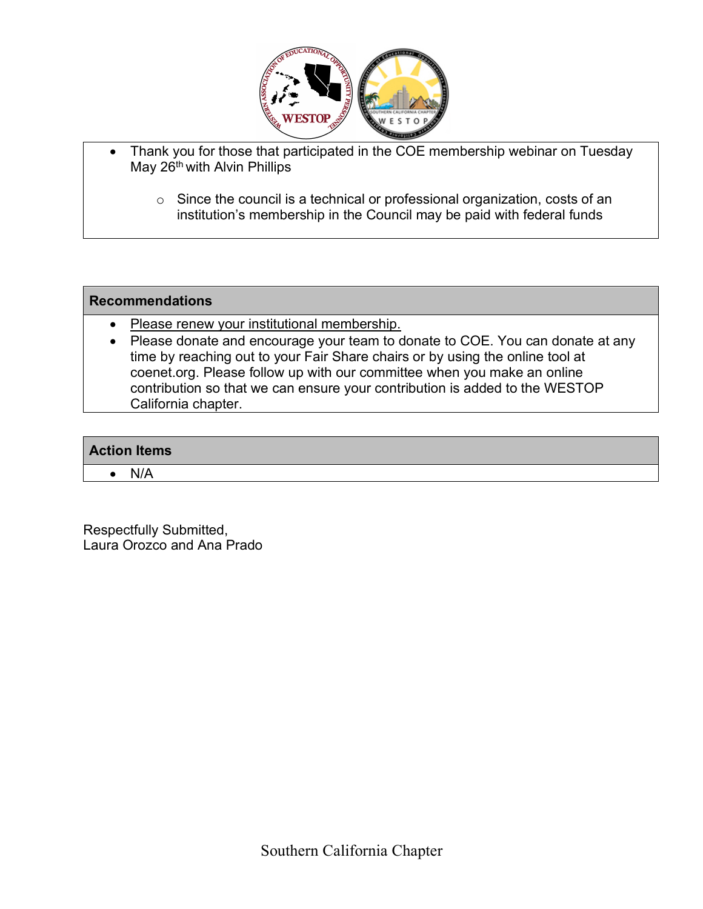- Thank you for those that participated in the COE membership webinar on Tuesday May 26th with Alvin Phillips
  - Since the council is a technical or professional organization, costs of an institution's membership in the Council may be paid with federal funds

**Recommendations**

- Please renew your institutional membership.
- Please donate and encourage your team to donate to COE. You can donate at any time by reaching out to your Fair Share chairs or by using the online tool at coenet.org. Please follow up with our committee when you make an online contribution so that we can ensure your contribution is added to the WESTOP California chapter.

**Action Items**

- N/A

Respectfully Submitted,
Laura Orozco and Ana Prado

Southern California Chapter